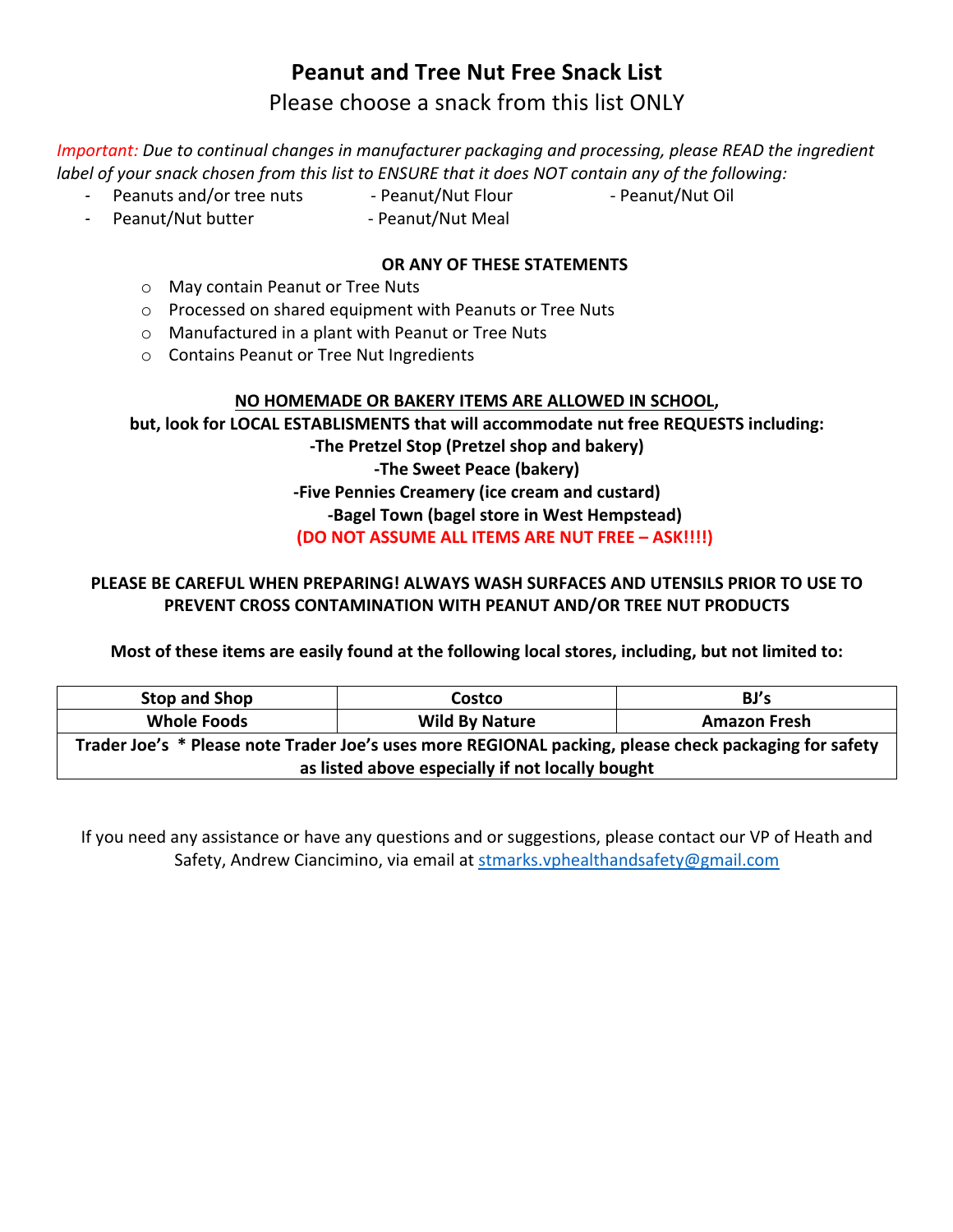# Peanut and Tree Nut Free Snack List

Please choose a snack from this list ONLY

*Important: Due to continual changes in manufacturer packaging and processing, please READ the ingredient label of your snack chosen from this list to ENSURE that it does NOT contain any of the following:*

- Peanuts and/or tree nuts
- Peanut/Nut Flour
- Peanut/Nut Oil
- Peanut/Nut butter
- Peanut/Nut Meal

**OR ANY OF THESE STATEMENTS**

- May contain Peanut or Tree Nuts
- Processed on shared equipment with Peanuts or Tree Nuts
- Manufactured in a plant with Peanut or Tree Nuts
- Contains Peanut or Tree Nut Ingredients

**NO HOMEMADE OR BAKERY ITEMS ARE ALLOWED IN SCHOOL,**

**but, look for LOCAL ESTABLISMENTS that will accommodate nut free REQUESTS including:**

**-The Pretzel Stop (Pretzel shop and bakery)**

**-The Sweet Peace (bakery)**

**-Five Pennies Creamery (ice cream and custard)**

**-Bagel Town (bagel store in West Hempstead)**

**(DO NOT ASSUME ALL ITEMS ARE NUT FREE – ASK!!!!)**

**PLEASE BE CAREFUL WHEN PREPARING! ALWAYS WASH SURFACES AND UTENSILS PRIOR TO USE TO PREVENT CROSS CONTAMINATION WITH PEANUT AND/OR TREE NUT PRODUCTS**

**Most of these items are easily found at the following local stores, including, but not limited to:**

| Stop and Shop | Costco | BJ's |
|---|---|---|
| Whole Foods | Wild By Nature | Amazon Fresh |
| Trader Joe's * Please note Trader Joe's uses more REGIONAL packing, please check packaging for safety as listed above especially if not locally bought | | |

If you need any assistance or have any questions and or suggestions, please contact our VP of Heath and Safety, Andrew Ciancimino, via email at stmarks.vphealthandsafety@gmail.com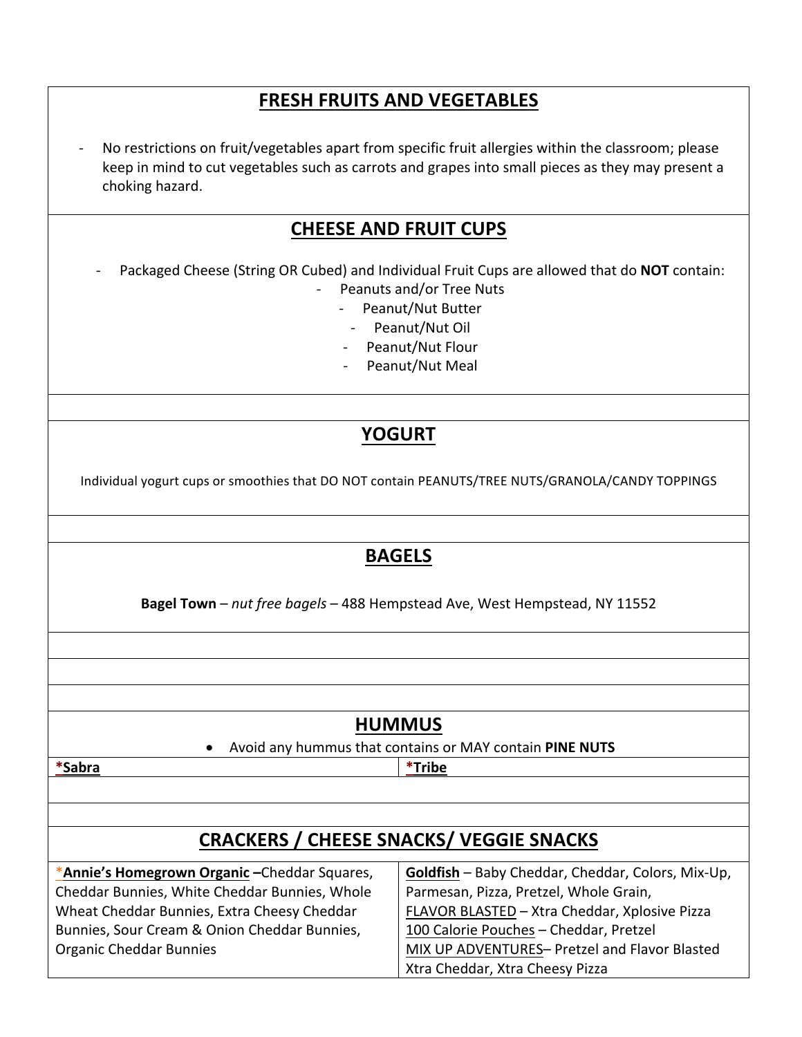## FRESH FRUITS AND VEGETABLES

- No restrictions on fruit/vegetables apart from specific fruit allergies within the classroom; please keep in mind to cut vegetables such as carrots and grapes into small pieces as they may present a choking hazard.

## CHEESE AND FRUIT CUPS

- Packaged Cheese (String OR Cubed) and Individual Fruit Cups are allowed that do **NOT** contain:
  - Peanuts and/or Tree Nuts
  - Peanut/Nut Butter
  - Peanut/Nut Oil
  - Peanut/Nut Flour
  - Peanut/Nut Meal

## YOGURT

Individual yogurt cups or smoothies that DO NOT contain PEANUTS/TREE NUTS/GRANOLA/CANDY TOPPINGS

## BAGELS

**Bagel Town** – *nut free bagels* – 488 Hempstead Ave, West Hempstead, NY 11552

## HUMMUS

- Avoid any hummus that contains or MAY contain **PINE NUTS**

| **\*Sabra** | **\*Tribe** |
|---|---|

## CRACKERS / CHEESE SNACKS/ VEGGIE SNACKS

| | |
|---|---|
| \***Annie's Homegrown Organic** –Cheddar Squares, Cheddar Bunnies, White Cheddar Bunnies, Whole Wheat Cheddar Bunnies, Extra Cheesy Cheddar Bunnies, Sour Cream & Onion Cheddar Bunnies, Organic Cheddar Bunnies | **Goldfish** – Baby Cheddar, Cheddar, Colors, Mix-Up, Parmesan, Pizza, Pretzel, Whole Grain, FLAVOR BLASTED – Xtra Cheddar, Xplosive Pizza 100 Calorie Pouches – Cheddar, Pretzel MIX UP ADVENTURES– Pretzel and Flavor Blasted Xtra Cheddar, Xtra Cheesy Pizza |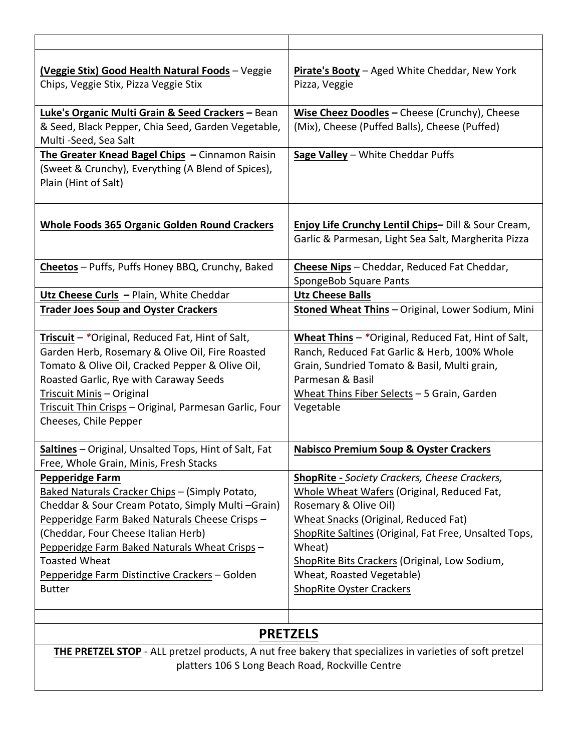| | |
|---|---|
| **(Veggie Stix) Good Health Natural Foods** – Veggie Chips, Veggie Stix, Pizza Veggie Stix | **Pirate's Booty** – Aged White Cheddar, New York Pizza, Veggie |
| **Luke's Organic Multi Grain & Seed Crackers –** Bean & Seed, Black Pepper, Chia Seed, Garden Vegetable, Multi -Seed, Sea Salt | **Wise Cheez Doodles –** Cheese (Crunchy), Cheese (Mix), Cheese (Puffed Balls), Cheese (Puffed) |
| **The Greater Knead Bagel Chips –** Cinnamon Raisin (Sweet & Crunchy), Everything (A Blend of Spices), Plain (Hint of Salt) | **Sage Valley** – White Cheddar Puffs |
| **Whole Foods 365 Organic Golden Round Crackers** | **Enjoy Life Crunchy Lentil Chips–** Dill & Sour Cream, Garlic & Parmesan, Light Sea Salt, Margherita Pizza |
| **Cheetos** – Puffs, Puffs Honey BBQ, Crunchy, Baked | **Cheese Nips** – Cheddar, Reduced Fat Cheddar, SpongeBob Square Pants |
| **Utz Cheese Curls –** Plain, White Cheddar | **Utz Cheese Balls** |
| **Trader Joes Soup and Oyster Crackers** | **Stoned Wheat Thins** – Original, Lower Sodium, Mini |
| **Triscuit** – *Original, Reduced Fat, Hint of Salt, Garden Herb, Rosemary & Olive Oil, Fire Roasted Tomato & Olive Oil, Cracked Pepper & Olive Oil, Roasted Garlic, Rye with Caraway Seeds<br>Triscuit Minis – Original<br>Triscuit Thin Crisps – Original, Parmesan Garlic, Four Cheeses, Chile Pepper | **Wheat Thins** – *Original, Reduced Fat, Hint of Salt, Ranch, Reduced Fat Garlic & Herb, 100% Whole Grain, Sundried Tomato & Basil, Multi grain, Parmesan & Basil<br>Wheat Thins Fiber Selects – 5 Grain, Garden Vegetable |
| **Saltines** – Original, Unsalted Tops, Hint of Salt, Fat Free, Whole Grain, Minis, Fresh Stacks | **Nabisco Premium Soup & Oyster Crackers** |
| **Pepperidge Farm**<br>Baked Naturals Cracker Chips – (Simply Potato, Cheddar & Sour Cream Potato, Simply Multi –Grain)<br>Pepperidge Farm Baked Naturals Cheese Crisps – (Cheddar, Four Cheese Italian Herb)<br>Pepperidge Farm Baked Naturals Wheat Crisps – Toasted Wheat<br>Pepperidge Farm Distinctive Crackers – Golden Butter | **ShopRite -** *Society Crackers, Cheese Crackers,*<br>Whole Wheat Wafers (Original, Reduced Fat, Rosemary & Olive Oil)<br>Wheat Snacks (Original, Reduced Fat)<br>ShopRite Saltines (Original, Fat Free, Unsalted Tops, Wheat)<br>ShopRite Bits Crackers (Original, Low Sodium, Wheat, Roasted Vegetable)<br>ShopRite Oyster Crackers |
| | |

## PRETZELS

**THE PRETZEL STOP** - ALL pretzel products, A nut free bakery that specializes in varieties of soft pretzel platters 106 S Long Beach Road, Rockville Centre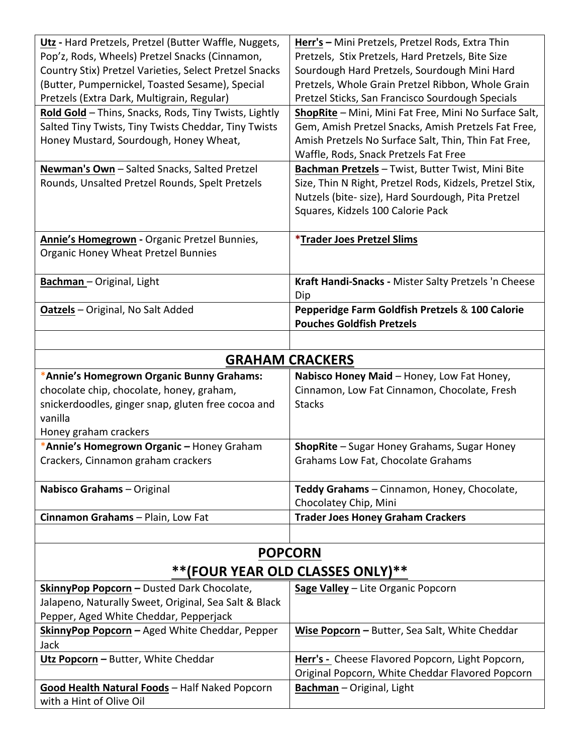| | |
|---|---|
| **Utz -** Hard Pretzels, Pretzel (Butter Waffle, Nuggets, Pop'z, Rods, Wheels) Pretzel Snacks (Cinnamon, Country Stix) Pretzel Varieties, Select Pretzel Snacks (Butter, Pumpernickel, Toasted Sesame), Special Pretzels (Extra Dark, Multigrain, Regular) | **Herr's –** Mini Pretzels, Pretzel Rods, Extra Thin Pretzels, Stix Pretzels, Hard Pretzels, Bite Size Sourdough Hard Pretzels, Sourdough Mini Hard Pretzels, Whole Grain Pretzel Ribbon, Whole Grain Pretzel Sticks, San Francisco Sourdough Specials |
| **Rold Gold** – Thins, Snacks, Rods, Tiny Twists, Lightly Salted Tiny Twists, Tiny Twists Cheddar, Tiny Twists Honey Mustard, Sourdough, Honey Wheat, | **ShopRite** – Mini, Mini Fat Free, Mini No Surface Salt, Gem, Amish Pretzel Snacks, Amish Pretzels Fat Free, Amish Pretzels No Surface Salt, Thin, Thin Fat Free, Waffle, Rods, Snack Pretzels Fat Free |
| **Newman's Own** – Salted Snacks, Salted Pretzel Rounds, Unsalted Pretzel Rounds, Spelt Pretzels | **Bachman Pretzels** – Twist, Butter Twist, Mini Bite Size, Thin N Right, Pretzel Rods, Kidzels, Pretzel Stix, Nutzels (bite- size), Hard Sourdough, Pita Pretzel Squares, Kidzels 100 Calorie Pack |
| **Annie's Homegrown -** Organic Pretzel Bunnies, Organic Honey Wheat Pretzel Bunnies | ***Trader Joes Pretzel Slims** |
| **Bachman** – Original, Light | **Kraft Handi-Snacks -** Mister Salty Pretzels 'n Cheese Dip |
| **Oatzels** – Original, No Salt Added | **Pepperidge Farm Goldfish Pretzels** & **100 Calorie Pouches Goldfish Pretzels** |
| | |

## GRAHAM CRACKERS

| | |
|---|---|
| ***Annie's Homegrown Organic Bunny Grahams:** chocolate chip, chocolate, honey, graham, snickerdoodles, ginger snap, gluten free cocoa and vanilla<br>Honey graham crackers | **Nabisco Honey Maid** – Honey, Low Fat Honey, Cinnamon, Low Fat Cinnamon, Chocolate, Fresh Stacks |
| ***Annie's Homegrown Organic –** Honey Graham Crackers, Cinnamon graham crackers | **ShopRite** – Sugar Honey Grahams, Sugar Honey Grahams Low Fat, Chocolate Grahams |
| **Nabisco Grahams** – Original | **Teddy Grahams** – Cinnamon, Honey, Chocolate, Chocolatey Chip, Mini |
| **Cinnamon Grahams** – Plain, Low Fat | **Trader Joes Honey Graham Crackers** |
| | |

## POPCORN
## **(FOUR YEAR OLD CLASSES ONLY)**

| | |
|---|---|
| **SkinnyPop Popcorn –** Dusted Dark Chocolate, Jalapeno, Naturally Sweet, Original, Sea Salt & Black Pepper, Aged White Cheddar, Pepperjack | **Sage Valley** – Lite Organic Popcorn |
| **SkinnyPop Popcorn –** Aged White Cheddar, Pepper Jack | **Wise Popcorn –** Butter, Sea Salt, White Cheddar |
| **Utz Popcorn –** Butter, White Cheddar | **Herr's -** Cheese Flavored Popcorn, Light Popcorn, Original Popcorn, White Cheddar Flavored Popcorn |
| **Good Health Natural Foods** – Half Naked Popcorn with a Hint of Olive Oil | **Bachman** – Original, Light |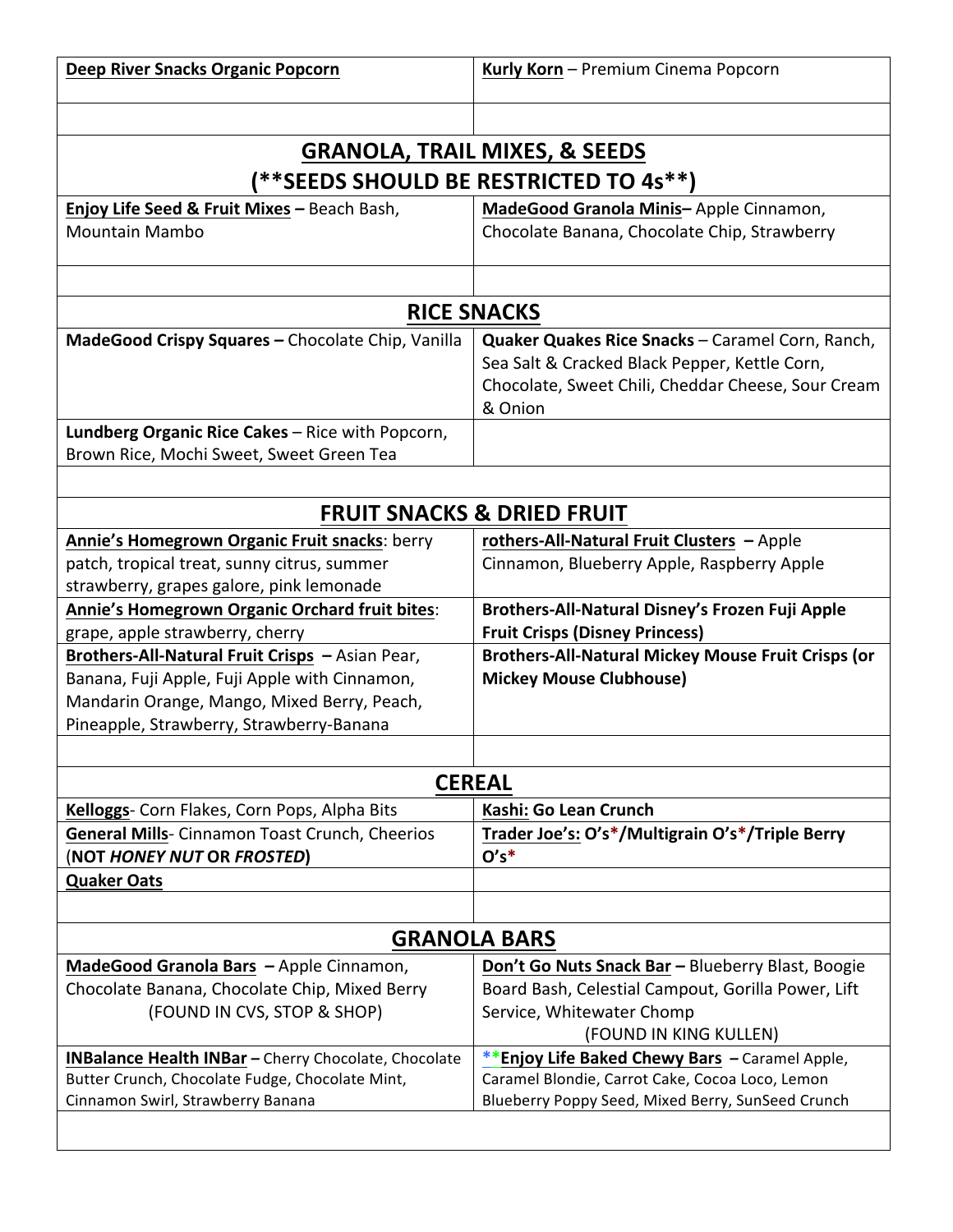| **Deep River Snacks Organic Popcorn** | **Kurly Korn** – Premium Cinema Popcorn |
|---|---|
| | |
| **GRANOLA, TRAIL MIXES, & SEEDS (**SEEDS SHOULD BE RESTRICTED TO 4s**)** | |
| **Enjoy Life Seed & Fruit Mixes** – Beach Bash, Mountain Mambo | **MadeGood Granola Minis**– Apple Cinnamon, Chocolate Banana, Chocolate Chip, Strawberry |
| | |
| **RICE SNACKS** | |
| **MadeGood Crispy Squares** – Chocolate Chip, Vanilla | **Quaker Quakes Rice Snacks** – Caramel Corn, Ranch, Sea Salt & Cracked Black Pepper, Kettle Corn, Chocolate, Sweet Chili, Cheddar Cheese, Sour Cream & Onion |
| **Lundberg Organic Rice Cakes** – Rice with Popcorn, Brown Rice, Mochi Sweet, Sweet Green Tea | |
| | |
| **FRUIT SNACKS & DRIED FRUIT** | |
| **Annie's Homegrown Organic Fruit snacks**: berry patch, tropical treat, sunny citrus, summer strawberry, grapes galore, pink lemonade | **rothers-All-Natural Fruit Clusters** – Apple Cinnamon, Blueberry Apple, Raspberry Apple |
| **Annie's Homegrown Organic Orchard fruit bites**: grape, apple strawberry, cherry | **Brothers-All-Natural Disney's Frozen Fuji Apple Fruit Crisps (Disney Princess)** |
| **Brothers-All-Natural Fruit Crisps** – Asian Pear, Banana, Fuji Apple, Fuji Apple with Cinnamon, Mandarin Orange, Mango, Mixed Berry, Peach, Pineapple, Strawberry, Strawberry-Banana | **Brothers-All-Natural Mickey Mouse Fruit Crisps (or Mickey Mouse Clubhouse)** |
| | |
| **CEREAL** | |
| **Kelloggs**- Corn Flakes, Corn Pops, Alpha Bits | **Kashi: Go Lean Crunch** |
| **General Mills**- Cinnamon Toast Crunch, Cheerios (**NOT *HONEY NUT* OR *FROSTED***) | **Trader Joe's: O's*/Multigrain O's*/Triple Berry O's*** |
| **Quaker Oats** | |
| | |
| **GRANOLA BARS** | |
| **MadeGood Granola Bars** – Apple Cinnamon, Chocolate Banana, Chocolate Chip, Mixed Berry (FOUND IN CVS, STOP & SHOP) | **Don't Go Nuts Snack Bar** – Blueberry Blast, Boogie Board Bash, Celestial Campout, Gorilla Power, Lift Service, Whitewater Chomp (FOUND IN KING KULLEN) |
| **INBalance Health INBar** – Cherry Chocolate, Chocolate Butter Crunch, Chocolate Fudge, Chocolate Mint, Cinnamon Swirl, Strawberry Banana | ****Enjoy Life Baked Chewy Bars** – Caramel Apple, Caramel Blondie, Carrot Cake, Cocoa Loco, Lemon Blueberry Poppy Seed, Mixed Berry, SunSeed Crunch |
| | |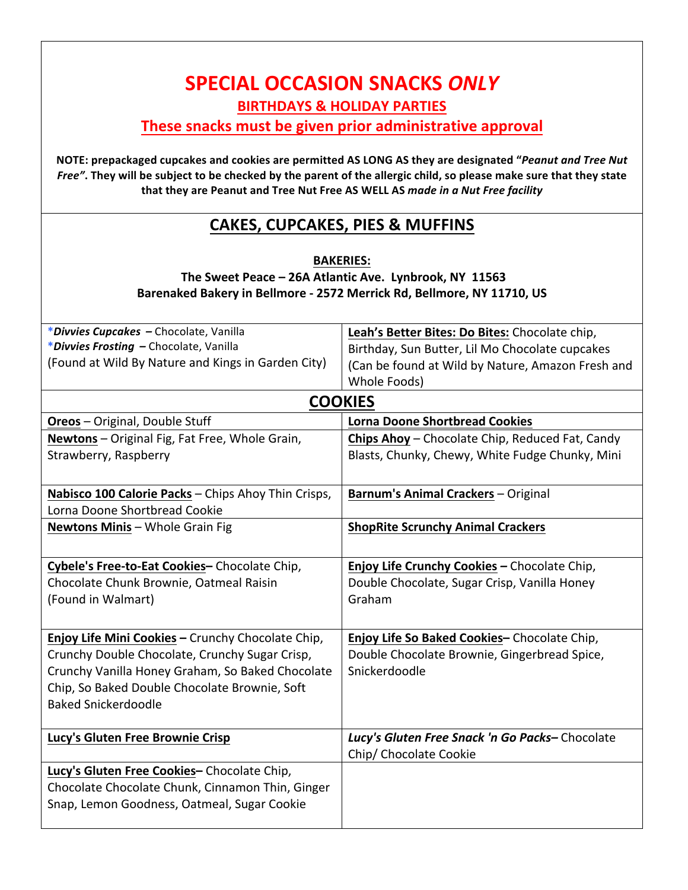# SPECIAL OCCASION SNACKS *ONLY*

## BIRTHDAYS & HOLIDAY PARTIES

## These snacks must be given prior administrative approval

**NOTE: prepackaged cupcakes and cookies are permitted AS LONG AS they are designated "*Peanut and Tree Nut Free*". They will be subject to be checked by the parent of the allergic child, so please make sure that they state that they are Peanut and Tree Nut Free AS WELL AS *made in a Nut Free facility***

## CAKES, CUPCAKES, PIES & MUFFINS

**BAKERIES:**

**The Sweet Peace – 26A Atlantic Ave. Lynbrook, NY 11563**

**Barenaked Bakery in Bellmore - 2572 Merrick Rd, Bellmore, NY 11710, US**

| | |
|---|---|
| **\****Divvies Cupcakes*** – Chocolate, Vanilla<br>**\****Divvies Frosting*** – Chocolate, Vanilla<br>(Found at Wild By Nature and Kings in Garden City) | **Leah's Better Bites: Do Bites:** Chocolate chip, Birthday, Sun Butter, Lil Mo Chocolate cupcakes (Can be found at Wild by Nature, Amazon Fresh and Whole Foods) |

## COOKIES

| | |
|---|---|
| **Oreos** – Original, Double Stuff | **Lorna Doone Shortbread Cookies** |
| **Newtons** – Original Fig, Fat Free, Whole Grain, Strawberry, Raspberry | **Chips Ahoy** – Chocolate Chip, Reduced Fat, Candy Blasts, Chunky, Chewy, White Fudge Chunky, Mini |
| **Nabisco 100 Calorie Packs** – Chips Ahoy Thin Crisps, Lorna Doone Shortbread Cookie | **Barnum's Animal Crackers** – Original |
| **Newtons Minis** – Whole Grain Fig | **ShopRite Scrunchy Animal Crackers** |
| **Cybele's Free-to-Eat Cookies**– Chocolate Chip, Chocolate Chunk Brownie, Oatmeal Raisin (Found in Walmart) | **Enjoy Life Crunchy Cookies** – Chocolate Chip, Double Chocolate, Sugar Crisp, Vanilla Honey Graham |
| **Enjoy Life Mini Cookies** – Crunchy Chocolate Chip, Crunchy Double Chocolate, Crunchy Sugar Crisp, Crunchy Vanilla Honey Graham, So Baked Chocolate Chip, So Baked Double Chocolate Brownie, Soft Baked Snickerdoodle | **Enjoy Life So Baked Cookies**– Chocolate Chip, Double Chocolate Brownie, Gingerbread Spice, Snickerdoodle |
| **Lucy's Gluten Free Brownie Crisp** | ***Lucy's Gluten Free Snack 'n Go Packs***– Chocolate Chip/ Chocolate Cookie |
| **Lucy's Gluten Free Cookies**– Chocolate Chip, Chocolate Chocolate Chunk, Cinnamon Thin, Ginger Snap, Lemon Goodness, Oatmeal, Sugar Cookie | |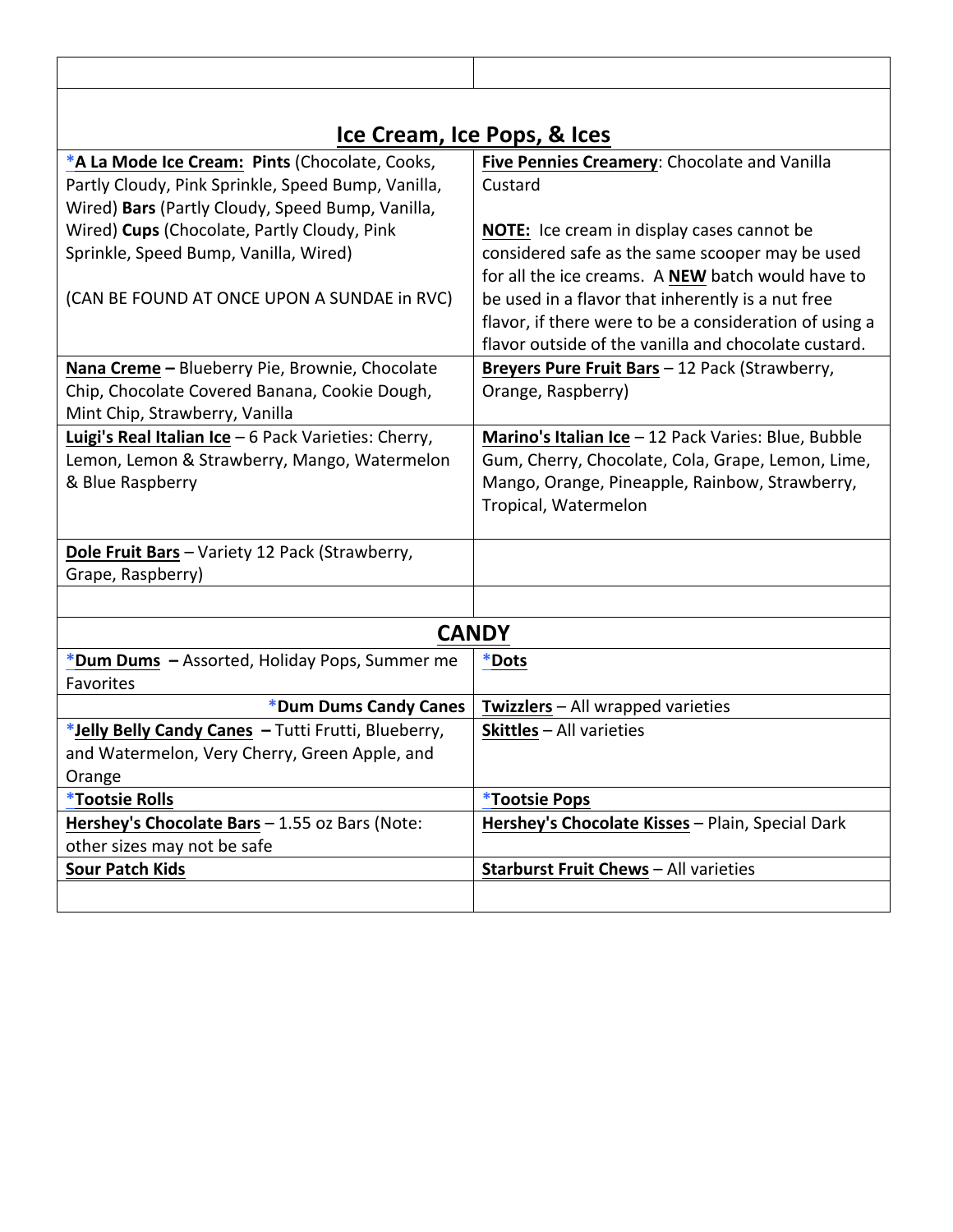| | |
|---|---|
| | |

## Ice Cream, Ice Pops, & Ices

| | |
|---|---|
| ***A La Mode Ice Cream:** **Pints** (Chocolate, Cooks, Partly Cloudy, Pink Sprinkle, Speed Bump, Vanilla, Wired) **Bars** (Partly Cloudy, Speed Bump, Vanilla, Wired) **Cups** (Chocolate, Partly Cloudy, Pink Sprinkle, Speed Bump, Vanilla, Wired)<br><br>(CAN BE FOUND AT ONCE UPON A SUNDAE in RVC) | **Five Pennies Creamery**: Chocolate and Vanilla Custard<br><br>**NOTE:** Ice cream in display cases cannot be considered safe as the same scooper may be used for all the ice creams. A **NEW** batch would have to be used in a flavor that inherently is a nut free flavor, if there were to be a consideration of using a flavor outside of the vanilla and chocolate custard. |
| **Nana Creme –** Blueberry Pie, Brownie, Chocolate Chip, Chocolate Covered Banana, Cookie Dough, Mint Chip, Strawberry, Vanilla | **Breyers Pure Fruit Bars** – 12 Pack (Strawberry, Orange, Raspberry) |
| **Luigi's Real Italian Ice** – 6 Pack Varieties: Cherry, Lemon, Lemon & Strawberry, Mango, Watermelon & Blue Raspberry | **Marino's Italian Ice** – 12 Pack Varies: Blue, Bubble Gum, Cherry, Chocolate, Cola, Grape, Lemon, Lime, Mango, Orange, Pineapple, Rainbow, Strawberry, Tropical, Watermelon |
| **Dole Fruit Bars** – Variety 12 Pack (Strawberry, Grape, Raspberry) | |
| | |

## CANDY

| | |
|---|---|
| ***Dum Dums** **–** Assorted, Holiday Pops, Summer me Favorites | ***Dots** |
| ***Dum Dums Candy Canes** | **Twizzlers** – All wrapped varieties |
| ***Jelly Belly Candy Canes** **–** Tutti Frutti, Blueberry, and Watermelon, Very Cherry, Green Apple, and Orange | **Skittles** – All varieties |
| ***Tootsie Rolls** | ***Tootsie Pops** |
| **Hershey's Chocolate Bars** – 1.55 oz Bars (Note: other sizes may not be safe | **Hershey's Chocolate Kisses** – Plain, Special Dark |
| **Sour Patch Kids** | **Starburst Fruit Chews** – All varieties |
| | |